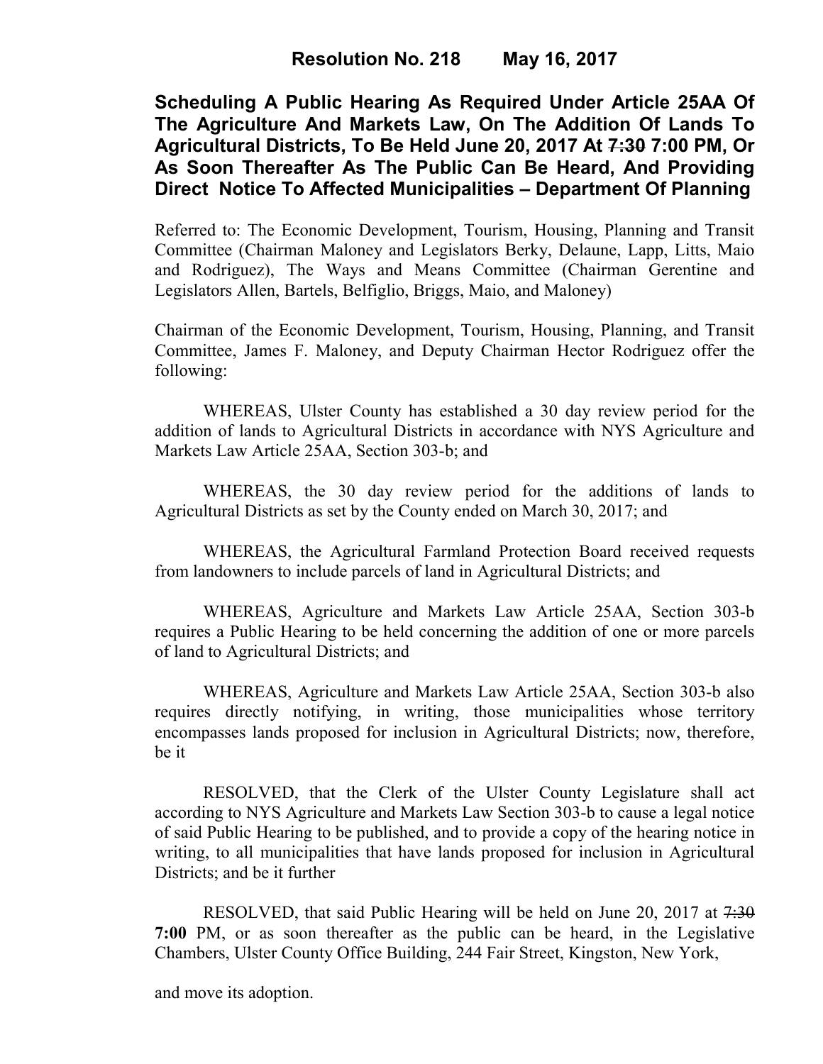# Resolution No. 218 May 16, 2017

**Scheduling A Public Hearing As Required Under Article 25AA Of The Agriculture And Markets Law, On The Addition Of Lands To Agricultural Districts, To Be Held June 20, 2017 At ~~7:30~~ 7:00 PM, Or As Soon Thereafter As The Public Can Be Heard, And Providing Direct Notice To Affected Municipalities – Department Of Planning**

Referred to: The Economic Development, Tourism, Housing, Planning and Transit Committee (Chairman Maloney and Legislators Berky, Delaune, Lapp, Litts, Maio and Rodriguez), The Ways and Means Committee (Chairman Gerentine and Legislators Allen, Bartels, Belfiglio, Briggs, Maio, and Maloney)

Chairman of the Economic Development, Tourism, Housing, Planning, and Transit Committee, James F. Maloney, and Deputy Chairman Hector Rodriguez offer the following:

WHEREAS, Ulster County has established a 30 day review period for the addition of lands to Agricultural Districts in accordance with NYS Agriculture and Markets Law Article 25AA, Section 303-b; and

WHEREAS, the 30 day review period for the additions of lands to Agricultural Districts as set by the County ended on March 30, 2017; and

WHEREAS, the Agricultural Farmland Protection Board received requests from landowners to include parcels of land in Agricultural Districts; and

WHEREAS, Agriculture and Markets Law Article 25AA, Section 303-b requires a Public Hearing to be held concerning the addition of one or more parcels of land to Agricultural Districts; and

WHEREAS, Agriculture and Markets Law Article 25AA, Section 303-b also requires directly notifying, in writing, those municipalities whose territory encompasses lands proposed for inclusion in Agricultural Districts; now, therefore, be it

RESOLVED, that the Clerk of the Ulster County Legislature shall act according to NYS Agriculture and Markets Law Section 303-b to cause a legal notice of said Public Hearing to be published, and to provide a copy of the hearing notice in writing, to all municipalities that have lands proposed for inclusion in Agricultural Districts; and be it further

RESOLVED, that said Public Hearing will be held on June 20, 2017 at ~~7:30~~ **7:00** PM, or as soon thereafter as the public can be heard, in the Legislative Chambers, Ulster County Office Building, 244 Fair Street, Kingston, New York,

and move its adoption.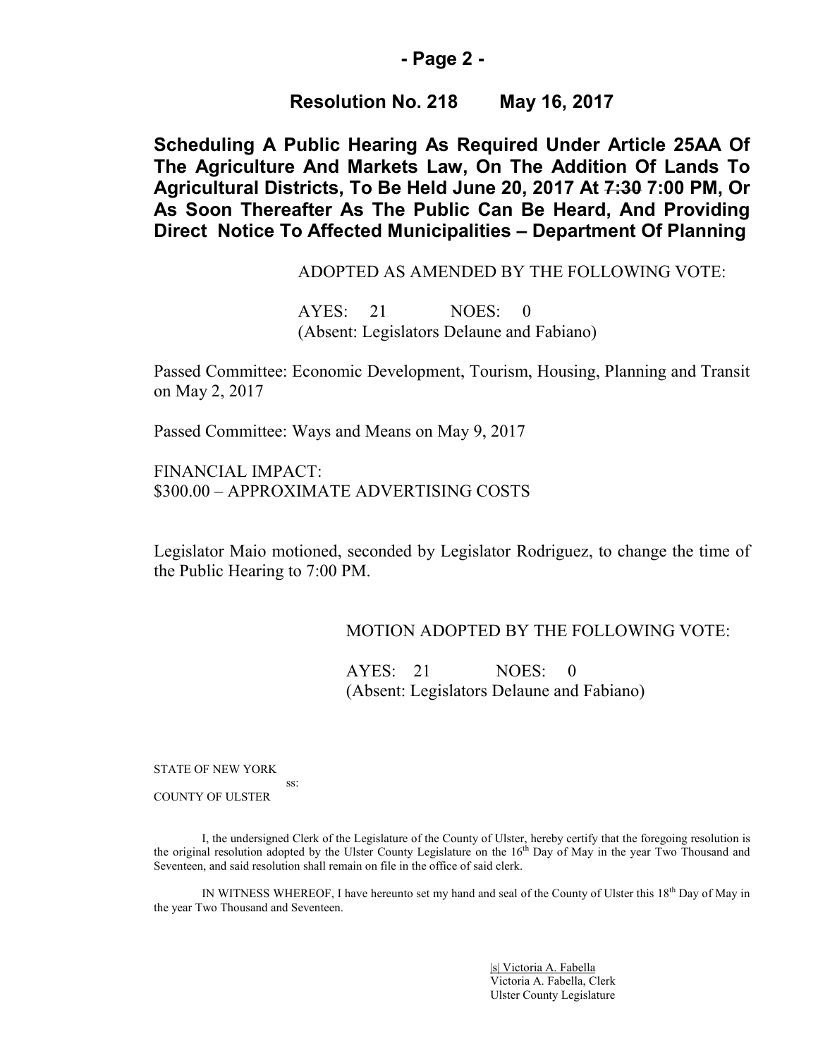**Resolution No. 218 May 16, 2017**

**Scheduling A Public Hearing As Required Under Article 25AA Of The Agriculture And Markets Law, On The Addition Of Lands To Agricultural Districts, To Be Held June 20, 2017 At ~~7:30~~ 7:00 PM, Or As Soon Thereafter As The Public Can Be Heard, And Providing Direct Notice To Affected Municipalities – Department Of Planning**

ADOPTED AS AMENDED BY THE FOLLOWING VOTE:

AYES: 21 NOES: 0
(Absent: Legislators Delaune and Fabiano)

Passed Committee: Economic Development, Tourism, Housing, Planning and Transit on May 2, 2017

Passed Committee: Ways and Means on May 9, 2017

FINANCIAL IMPACT:
$300.00 – APPROXIMATE ADVERTISING COSTS

Legislator Maio motioned, seconded by Legislator Rodriguez, to change the time of the Public Hearing to 7:00 PM.

MOTION ADOPTED BY THE FOLLOWING VOTE:

AYES: 21 NOES: 0
(Absent: Legislators Delaune and Fabiano)

STATE OF NEW YORK
ss:
COUNTY OF ULSTER

I, the undersigned Clerk of the Legislature of the County of Ulster, hereby certify that the foregoing resolution is the original resolution adopted by the Ulster County Legislature on the 16th Day of May in the year Two Thousand and Seventeen, and said resolution shall remain on file in the office of said clerk.

IN WITNESS WHEREOF, I have hereunto set my hand and seal of the County of Ulster this 18th Day of May in the year Two Thousand and Seventeen.

|s| Victoria A. Fabella
Victoria A. Fabella, Clerk
Ulster County Legislature